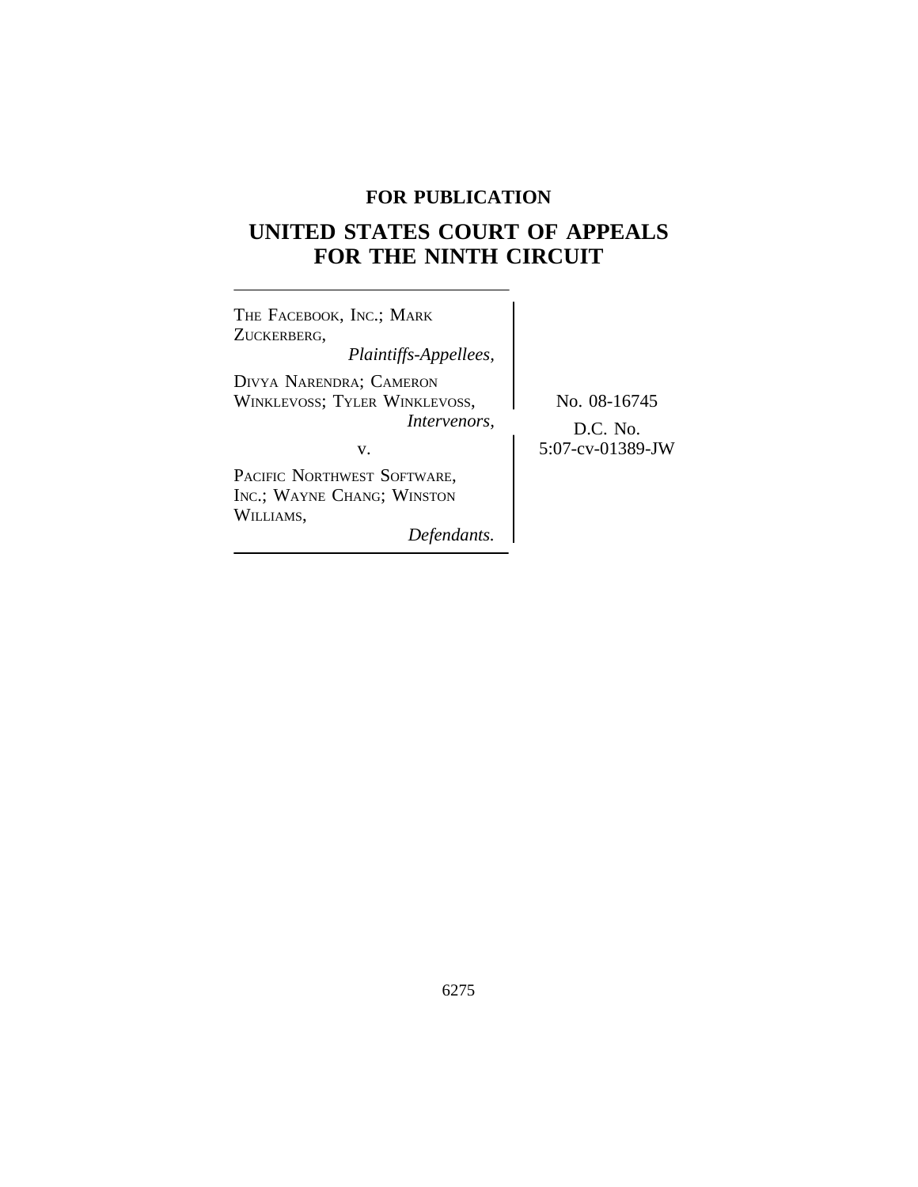**FOR PUBLICATION**

# UNITED STATES COURT OF APPEALS FOR THE NINTH CIRCUIT

THE FACEBOOK, INC.; MARK ZUCKERBERG,
*Plaintiffs-Appellees,*

DIVYA NARENDRA; CAMERON WINKLEVOSS; TYLER WINKLEVOSS,
*Intervenors,*

v.

PACIFIC NORTHWEST SOFTWARE, INC.; WAYNE CHANG; WINSTON WILLIAMS,
*Defendants.*

No. 08-16745

D.C. No. 5:07-cv-01389-JW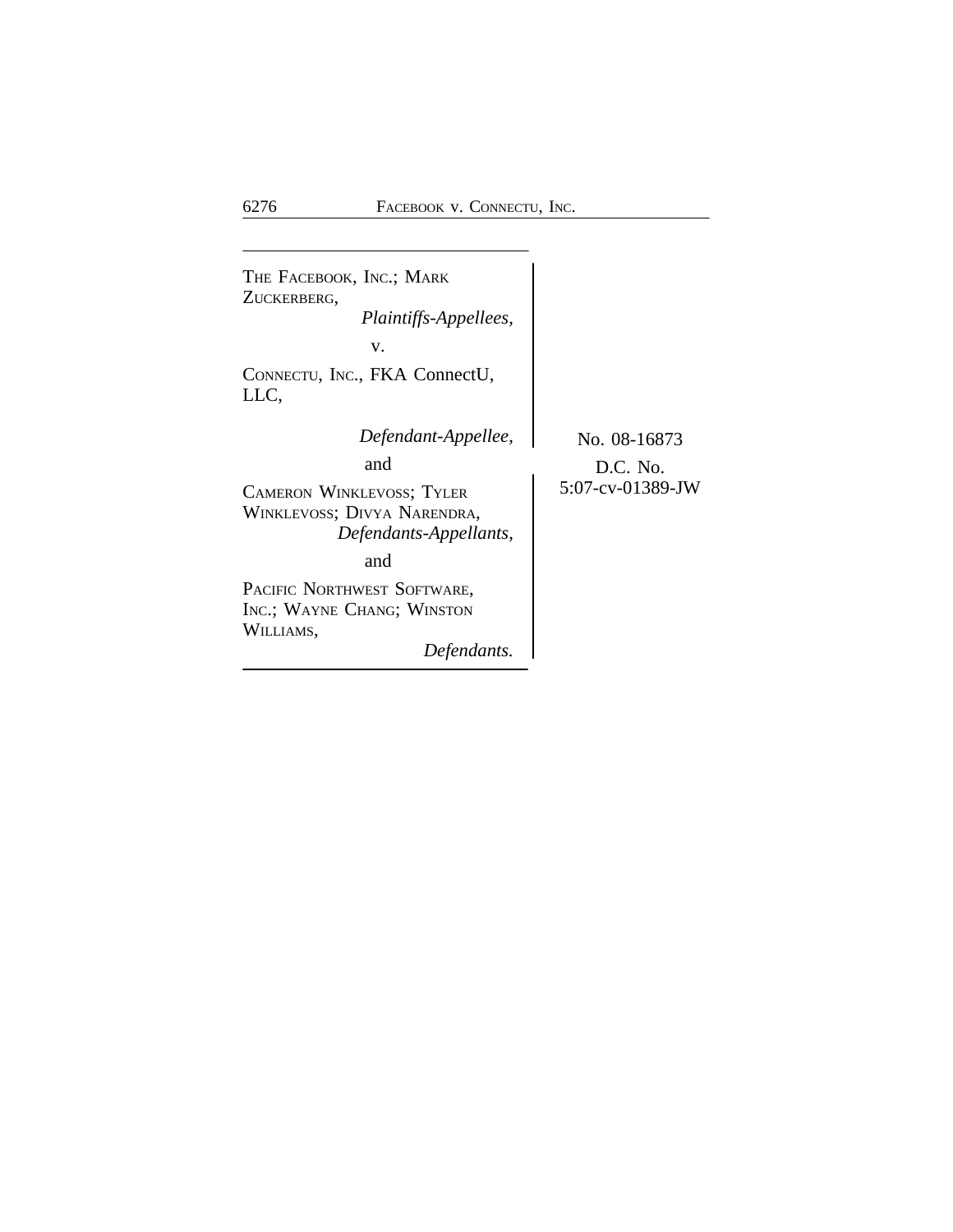THE FACEBOOK, INC.; MARK ZUCKERBERG,
*Plaintiffs-Appellees,*

v.

CONNECTU, INC., FKA ConnectU, LLC,
*Defendant-Appellee,*

and

CAMERON WINKLEVOSS; TYLER WINKLEVOSS; DIVYA NARENDRA,
*Defendants-Appellants,*

and

PACIFIC NORTHWEST SOFTWARE, INC.; WAYNE CHANG; WINSTON WILLIAMS,
*Defendants.*

No. 08-16873

D.C. No.
5:07-cv-01389-JW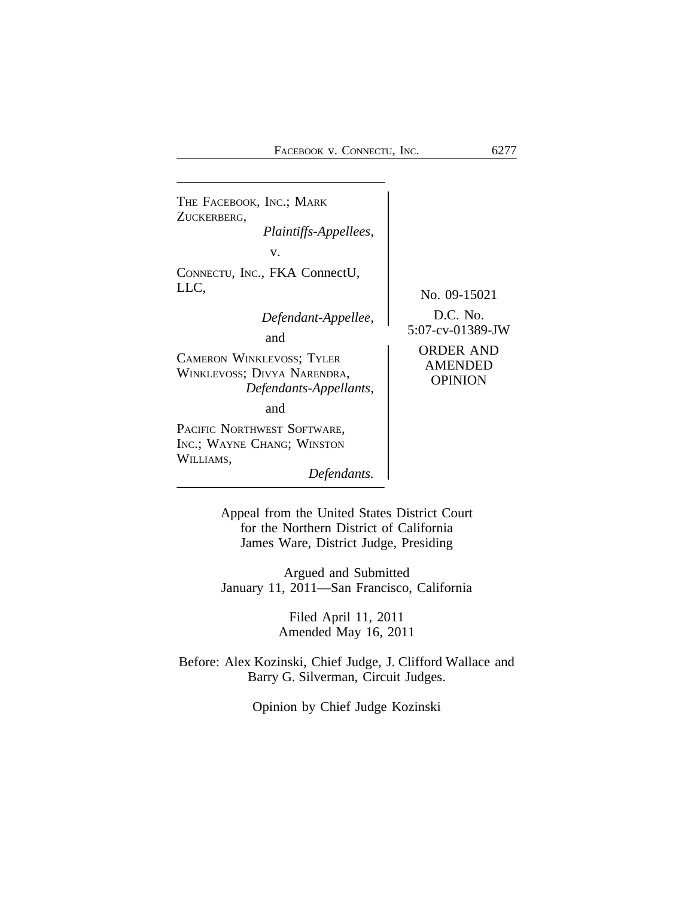THE FACEBOOK, INC.; MARK ZUCKERBERG,
*Plaintiffs-Appellees,*

v.

CONNECTU, INC., FKA ConnectU, LLC,
*Defendant-Appellee,*

and

CAMERON WINKLEVOSS; TYLER WINKLEVOSS; DIVYA NARENDRA,
*Defendants-Appellants,*

and

PACIFIC NORTHWEST SOFTWARE, INC.; WAYNE CHANG; WINSTON WILLIAMS,
*Defendants.*

No. 09-15021

D.C. No. 5:07-cv-01389-JW

ORDER AND AMENDED OPINION

Appeal from the United States District Court
for the Northern District of California
James Ware, District Judge, Presiding

Argued and Submitted
January 11, 2011—San Francisco, California

Filed April 11, 2011
Amended May 16, 2011

Before: Alex Kozinski, Chief Judge, J. Clifford Wallace and Barry G. Silverman, Circuit Judges.

Opinion by Chief Judge Kozinski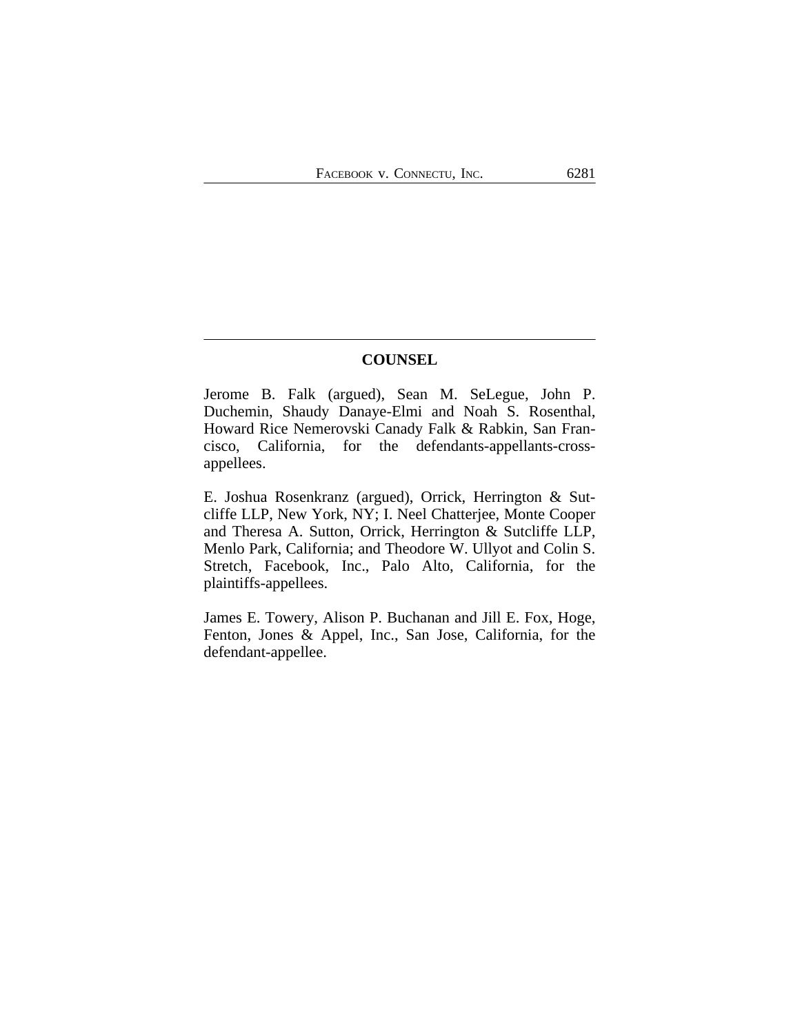## COUNSEL

Jerome B. Falk (argued), Sean M. SeLegue, John P. Duchemin, Shaudy Danaye-Elmi and Noah S. Rosenthal, Howard Rice Nemerovski Canady Falk & Rabkin, San Francisco, California, for the defendants-appellants-cross-appellees.

E. Joshua Rosenkranz (argued), Orrick, Herrington & Sutcliffe LLP, New York, NY; I. Neel Chatterjee, Monte Cooper and Theresa A. Sutton, Orrick, Herrington & Sutcliffe LLP, Menlo Park, California; and Theodore W. Ullyot and Colin S. Stretch, Facebook, Inc., Palo Alto, California, for the plaintiffs-appellees.

James E. Towery, Alison P. Buchanan and Jill E. Fox, Hoge, Fenton, Jones & Appel, Inc., San Jose, California, for the defendant-appellee.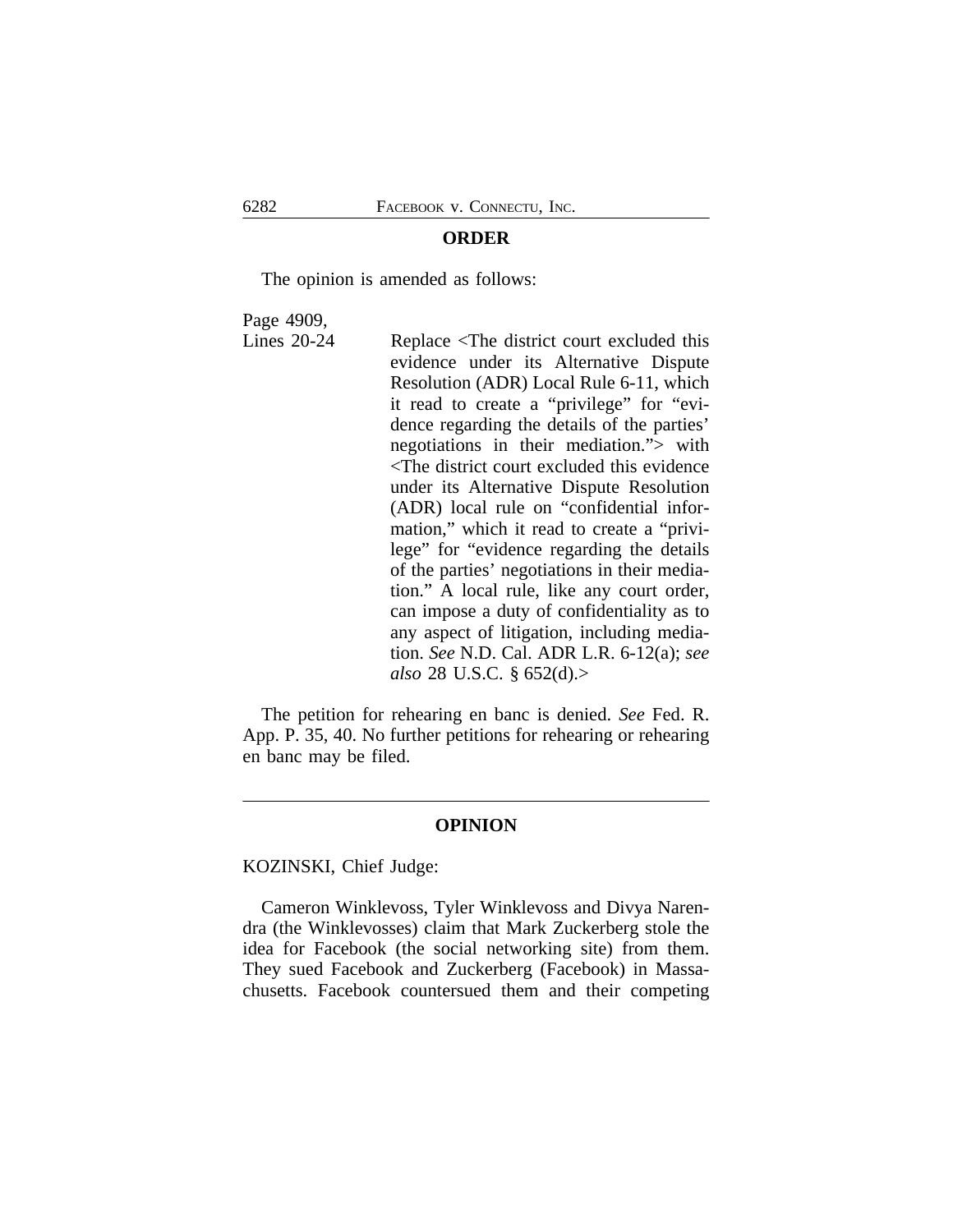## ORDER

The opinion is amended as follows:

Page 4909,
Lines 20-24 Replace <The district court excluded this evidence under its Alternative Dispute Resolution (ADR) Local Rule 6-11, which it read to create a "privilege" for "evidence regarding the details of the parties' negotiations in their mediation."> with <The district court excluded this evidence under its Alternative Dispute Resolution (ADR) local rule on "confidential information," which it read to create a "privilege" for "evidence regarding the details of the parties' negotiations in their mediation." A local rule, like any court order, can impose a duty of confidentiality as to any aspect of litigation, including mediation. *See* N.D. Cal. ADR L.R. 6-12(a); *see also* 28 U.S.C. § 652(d).>

The petition for rehearing en banc is denied. *See* Fed. R. App. P. 35, 40. No further petitions for rehearing or rehearing en banc may be filed.

---

## OPINION

KOZINSKI, Chief Judge:

Cameron Winklevoss, Tyler Winklevoss and Divya Narendra (the Winklevosses) claim that Mark Zuckerberg stole the idea for Facebook (the social networking site) from them. They sued Facebook and Zuckerberg (Facebook) in Massachusetts. Facebook countersued them and their competing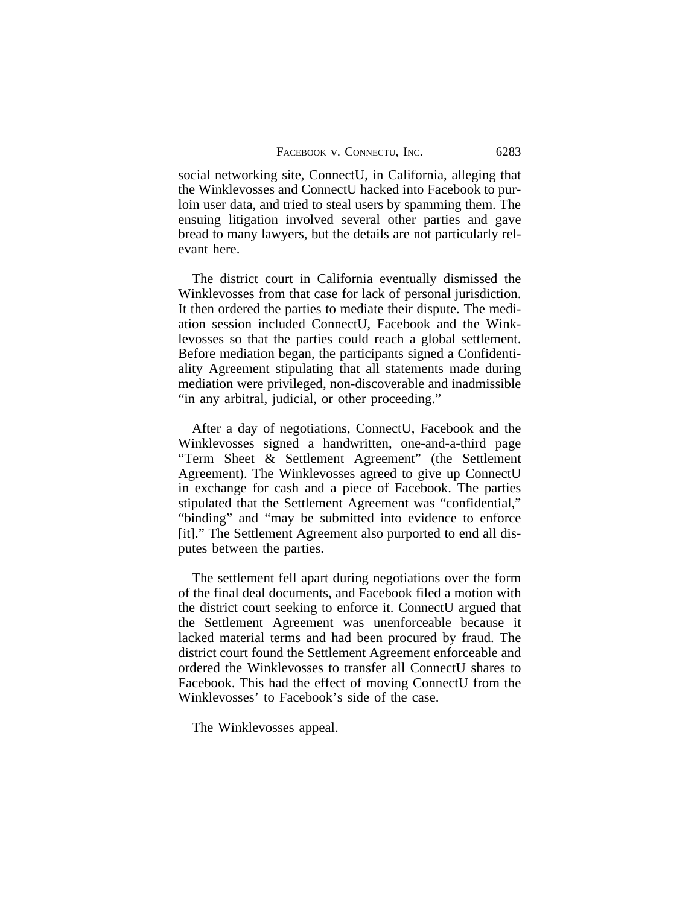social networking site, ConnectU, in California, alleging that the Winklevosses and ConnectU hacked into Facebook to purloin user data, and tried to steal users by spamming them. The ensuing litigation involved several other parties and gave bread to many lawyers, but the details are not particularly relevant here.

The district court in California eventually dismissed the Winklevosses from that case for lack of personal jurisdiction. It then ordered the parties to mediate their dispute. The mediation session included ConnectU, Facebook and the Winklevosses so that the parties could reach a global settlement. Before mediation began, the participants signed a Confidentiality Agreement stipulating that all statements made during mediation were privileged, non-discoverable and inadmissible "in any arbitral, judicial, or other proceeding."

After a day of negotiations, ConnectU, Facebook and the Winklevosses signed a handwritten, one-and-a-third page "Term Sheet & Settlement Agreement" (the Settlement Agreement). The Winklevosses agreed to give up ConnectU in exchange for cash and a piece of Facebook. The parties stipulated that the Settlement Agreement was "confidential," "binding" and "may be submitted into evidence to enforce [it]." The Settlement Agreement also purported to end all disputes between the parties.

The settlement fell apart during negotiations over the form of the final deal documents, and Facebook filed a motion with the district court seeking to enforce it. ConnectU argued that the Settlement Agreement was unenforceable because it lacked material terms and had been procured by fraud. The district court found the Settlement Agreement enforceable and ordered the Winklevosses to transfer all ConnectU shares to Facebook. This had the effect of moving ConnectU from the Winklevosses' to Facebook's side of the case.

The Winklevosses appeal.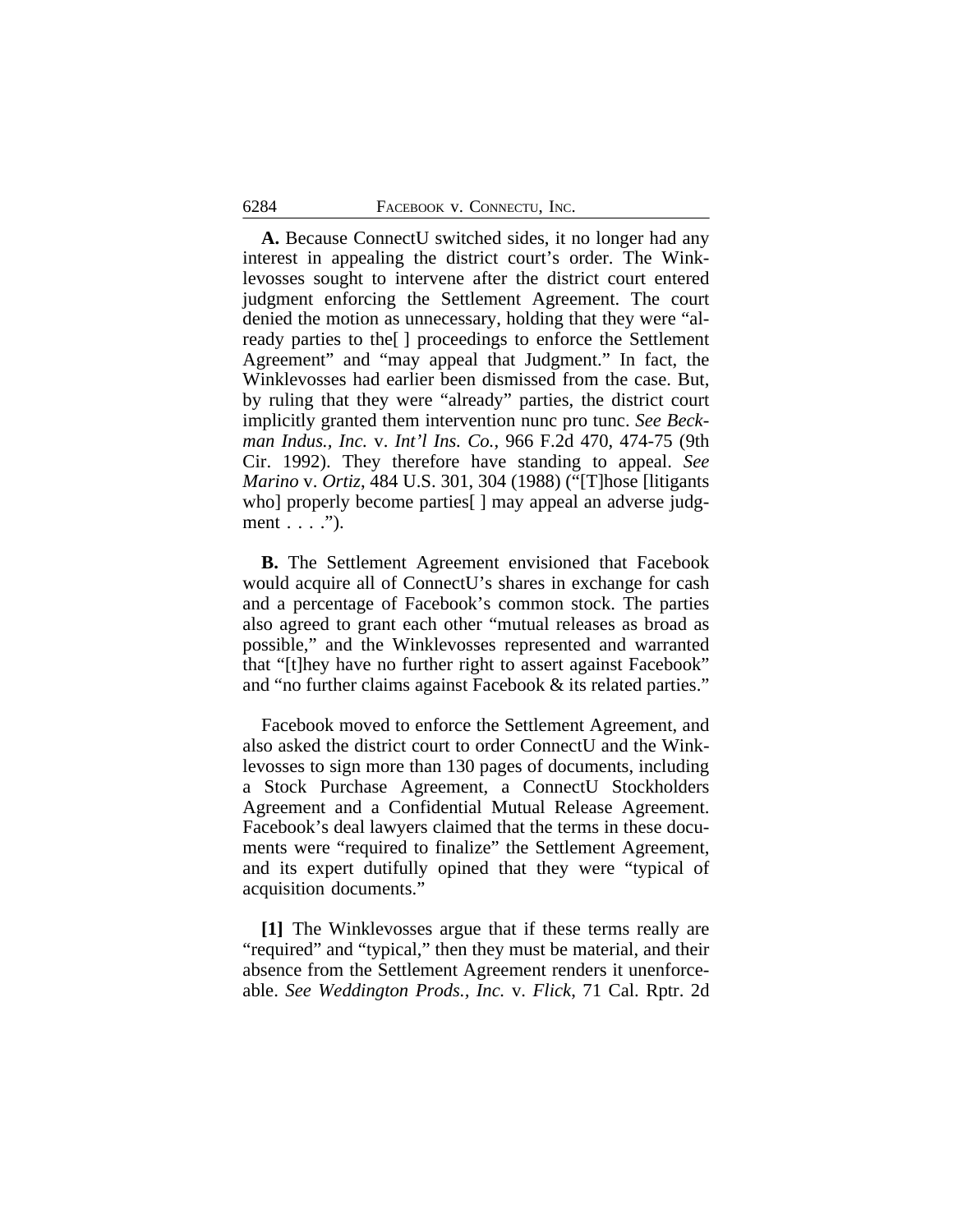**A.** Because ConnectU switched sides, it no longer had any interest in appealing the district court's order. The Winklevosses sought to intervene after the district court entered judgment enforcing the Settlement Agreement. The court denied the motion as unnecessary, holding that they were "already parties to the[ ] proceedings to enforce the Settlement Agreement" and "may appeal that Judgment." In fact, the Winklevosses had earlier been dismissed from the case. But, by ruling that they were "already" parties, the district court implicitly granted them intervention nunc pro tunc. *See Beckman Indus., Inc.* v. *Int'l Ins. Co.*, 966 F.2d 470, 474-75 (9th Cir. 1992). They therefore have standing to appeal. *See Marino* v. *Ortiz*, 484 U.S. 301, 304 (1988) ("[T]hose [litigants who] properly become parties[ ] may appeal an adverse judgment . . . .").

**B.** The Settlement Agreement envisioned that Facebook would acquire all of ConnectU's shares in exchange for cash and a percentage of Facebook's common stock. The parties also agreed to grant each other "mutual releases as broad as possible," and the Winklevosses represented and warranted that "[t]hey have no further right to assert against Facebook" and "no further claims against Facebook & its related parties."

Facebook moved to enforce the Settlement Agreement, and also asked the district court to order ConnectU and the Winklevosses to sign more than 130 pages of documents, including a Stock Purchase Agreement, a ConnectU Stockholders Agreement and a Confidential Mutual Release Agreement. Facebook's deal lawyers claimed that the terms in these documents were "required to finalize" the Settlement Agreement, and its expert dutifully opined that they were "typical of acquisition documents."

**[1]** The Winklevosses argue that if these terms really are "required" and "typical," then they must be material, and their absence from the Settlement Agreement renders it unenforceable. *See Weddington Prods., Inc.* v. *Flick*, 71 Cal. Rptr. 2d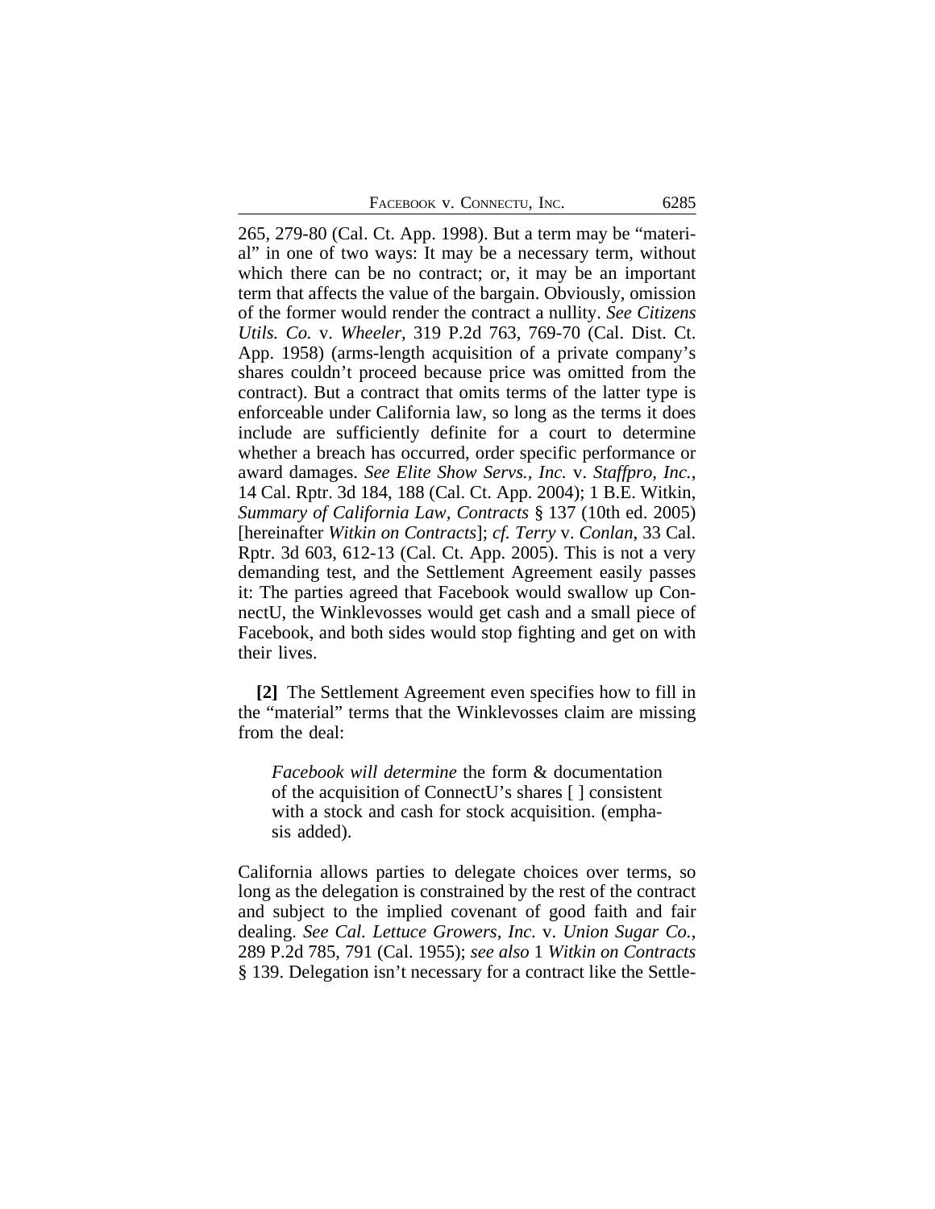265, 279-80 (Cal. Ct. App. 1998). But a term may be "material" in one of two ways: It may be a necessary term, without which there can be no contract; or, it may be an important term that affects the value of the bargain. Obviously, omission of the former would render the contract a nullity. *See Citizens Utils. Co.* v. *Wheeler*, 319 P.2d 763, 769-70 (Cal. Dist. Ct. App. 1958) (arms-length acquisition of a private company's shares couldn't proceed because price was omitted from the contract). But a contract that omits terms of the latter type is enforceable under California law, so long as the terms it does include are sufficiently definite for a court to determine whether a breach has occurred, order specific performance or award damages. *See Elite Show Servs., Inc.* v. *Staffpro, Inc.*, 14 Cal. Rptr. 3d 184, 188 (Cal. Ct. App. 2004); 1 B.E. Witkin, *Summary of California Law*, *Contracts* § 137 (10th ed. 2005) [hereinafter *Witkin on Contracts*]; *cf. Terry* v. *Conlan*, 33 Cal. Rptr. 3d 603, 612-13 (Cal. Ct. App. 2005). This is not a very demanding test, and the Settlement Agreement easily passes it: The parties agreed that Facebook would swallow up ConnectU, the Winklevosses would get cash and a small piece of Facebook, and both sides would stop fighting and get on with their lives.

**[2]** The Settlement Agreement even specifies how to fill in the "material" terms that the Winklevosses claim are missing from the deal:

> *Facebook will determine* the form & documentation of the acquisition of ConnectU's shares [ ] consistent with a stock and cash for stock acquisition. (emphasis added).

California allows parties to delegate choices over terms, so long as the delegation is constrained by the rest of the contract and subject to the implied covenant of good faith and fair dealing. *See Cal. Lettuce Growers, Inc.* v. *Union Sugar Co.*, 289 P.2d 785, 791 (Cal. 1955); *see also* 1 *Witkin on Contracts* § 139. Delegation isn't necessary for a contract like the Settle-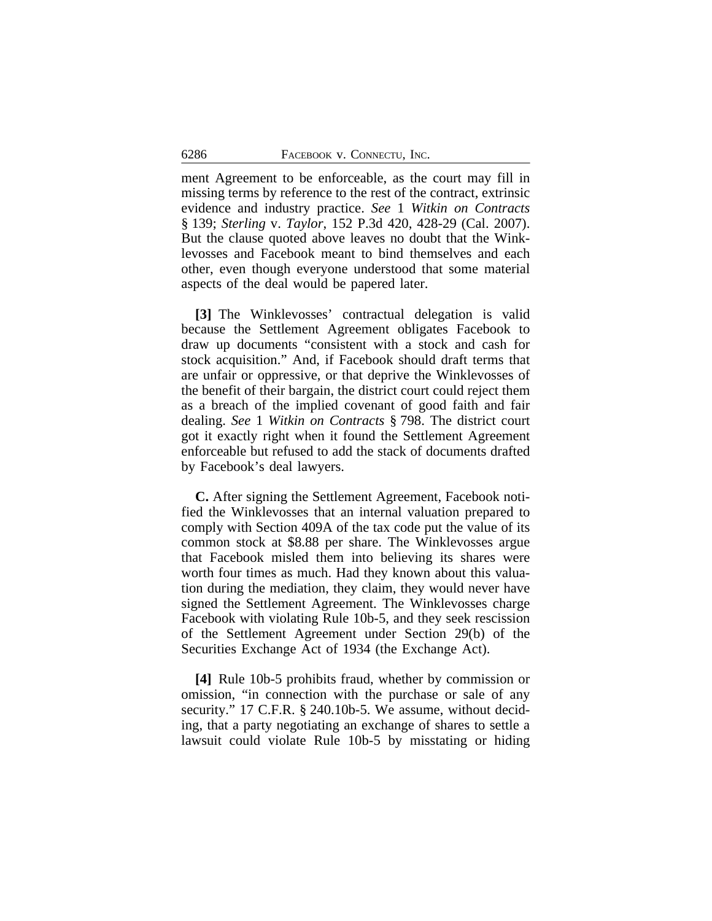ment Agreement to be enforceable, as the court may fill in missing terms by reference to the rest of the contract, extrinsic evidence and industry practice. *See* 1 *Witkin on Contracts* § 139; *Sterling* v. *Taylor*, 152 P.3d 420, 428-29 (Cal. 2007). But the clause quoted above leaves no doubt that the Winklevosses and Facebook meant to bind themselves and each other, even though everyone understood that some material aspects of the deal would be papered later.

**[3]** The Winklevosses' contractual delegation is valid because the Settlement Agreement obligates Facebook to draw up documents "consistent with a stock and cash for stock acquisition." And, if Facebook should draft terms that are unfair or oppressive, or that deprive the Winklevosses of the benefit of their bargain, the district court could reject them as a breach of the implied covenant of good faith and fair dealing. *See* 1 *Witkin on Contracts* § 798. The district court got it exactly right when it found the Settlement Agreement enforceable but refused to add the stack of documents drafted by Facebook's deal lawyers.

**C.** After signing the Settlement Agreement, Facebook notified the Winklevosses that an internal valuation prepared to comply with Section 409A of the tax code put the value of its common stock at $8.88 per share. The Winklevosses argue that Facebook misled them into believing its shares were worth four times as much. Had they known about this valuation during the mediation, they claim, they would never have signed the Settlement Agreement. The Winklevosses charge Facebook with violating Rule 10b-5, and they seek rescission of the Settlement Agreement under Section 29(b) of the Securities Exchange Act of 1934 (the Exchange Act).

**[4]** Rule 10b-5 prohibits fraud, whether by commission or omission, "in connection with the purchase or sale of any security." 17 C.F.R. § 240.10b-5. We assume, without deciding, that a party negotiating an exchange of shares to settle a lawsuit could violate Rule 10b-5 by misstating or hiding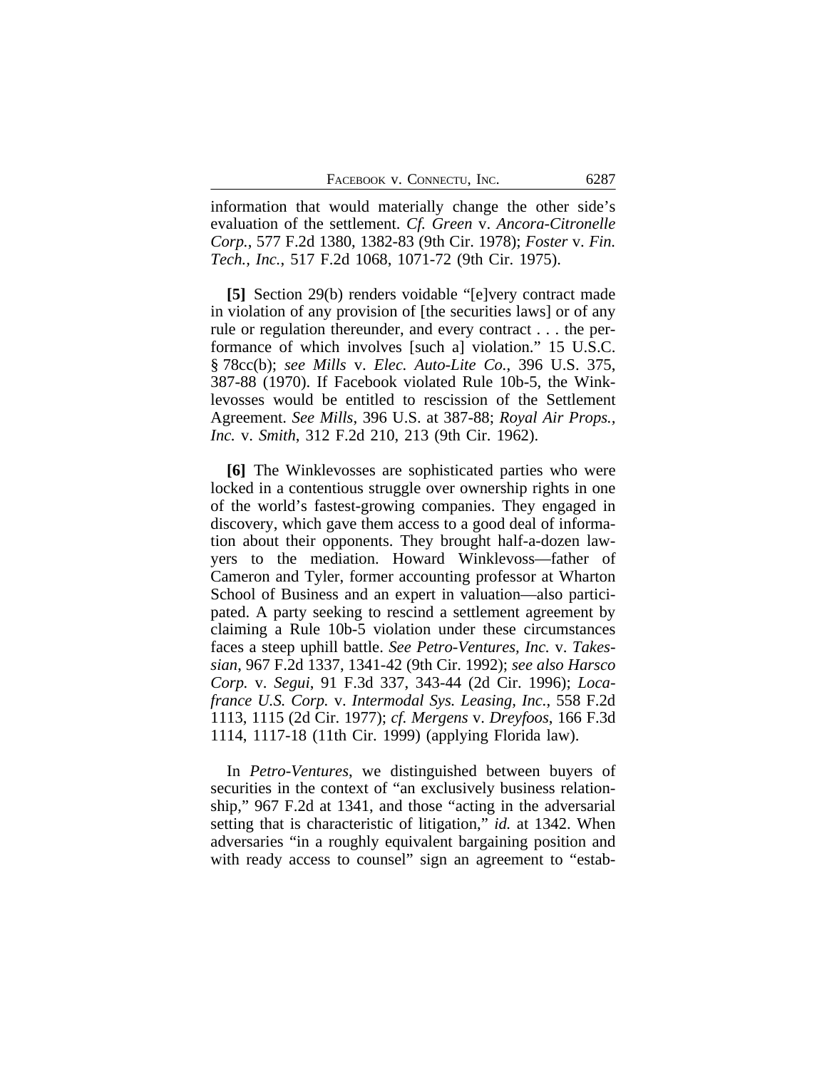information that would materially change the other side's evaluation of the settlement. *Cf. Green* v. *Ancora-Citronelle Corp.*, 577 F.2d 1380, 1382-83 (9th Cir. 1978); *Foster* v. *Fin. Tech., Inc.*, 517 F.2d 1068, 1071-72 (9th Cir. 1975).

**[5]** Section 29(b) renders voidable "[e]very contract made in violation of any provision of [the securities laws] or of any rule or regulation thereunder, and every contract . . . the performance of which involves [such a] violation." 15 U.S.C. § 78cc(b); *see Mills* v. *Elec. Auto-Lite Co.*, 396 U.S. 375, 387-88 (1970). If Facebook violated Rule 10b-5, the Winklevosses would be entitled to rescission of the Settlement Agreement. *See Mills*, 396 U.S. at 387-88; *Royal Air Props., Inc.* v. *Smith*, 312 F.2d 210, 213 (9th Cir. 1962).

**[6]** The Winklevosses are sophisticated parties who were locked in a contentious struggle over ownership rights in one of the world's fastest-growing companies. They engaged in discovery, which gave them access to a good deal of information about their opponents. They brought half-a-dozen lawyers to the mediation. Howard Winklevoss—father of Cameron and Tyler, former accounting professor at Wharton School of Business and an expert in valuation—also participated. A party seeking to rescind a settlement agreement by claiming a Rule 10b-5 violation under these circumstances faces a steep uphill battle. *See Petro-Ventures, Inc.* v. *Takessian*, 967 F.2d 1337, 1341-42 (9th Cir. 1992); *see also Harsco Corp.* v. *Segui*, 91 F.3d 337, 343-44 (2d Cir. 1996); *Locafrance U.S. Corp.* v. *Intermodal Sys. Leasing, Inc.*, 558 F.2d 1113, 1115 (2d Cir. 1977); *cf. Mergens* v. *Dreyfoos*, 166 F.3d 1114, 1117-18 (11th Cir. 1999) (applying Florida law).

In *Petro-Ventures*, we distinguished between buyers of securities in the context of "an exclusively business relationship," 967 F.2d at 1341, and those "acting in the adversarial setting that is characteristic of litigation," *id.* at 1342. When adversaries "in a roughly equivalent bargaining position and with ready access to counsel" sign an agreement to "estab-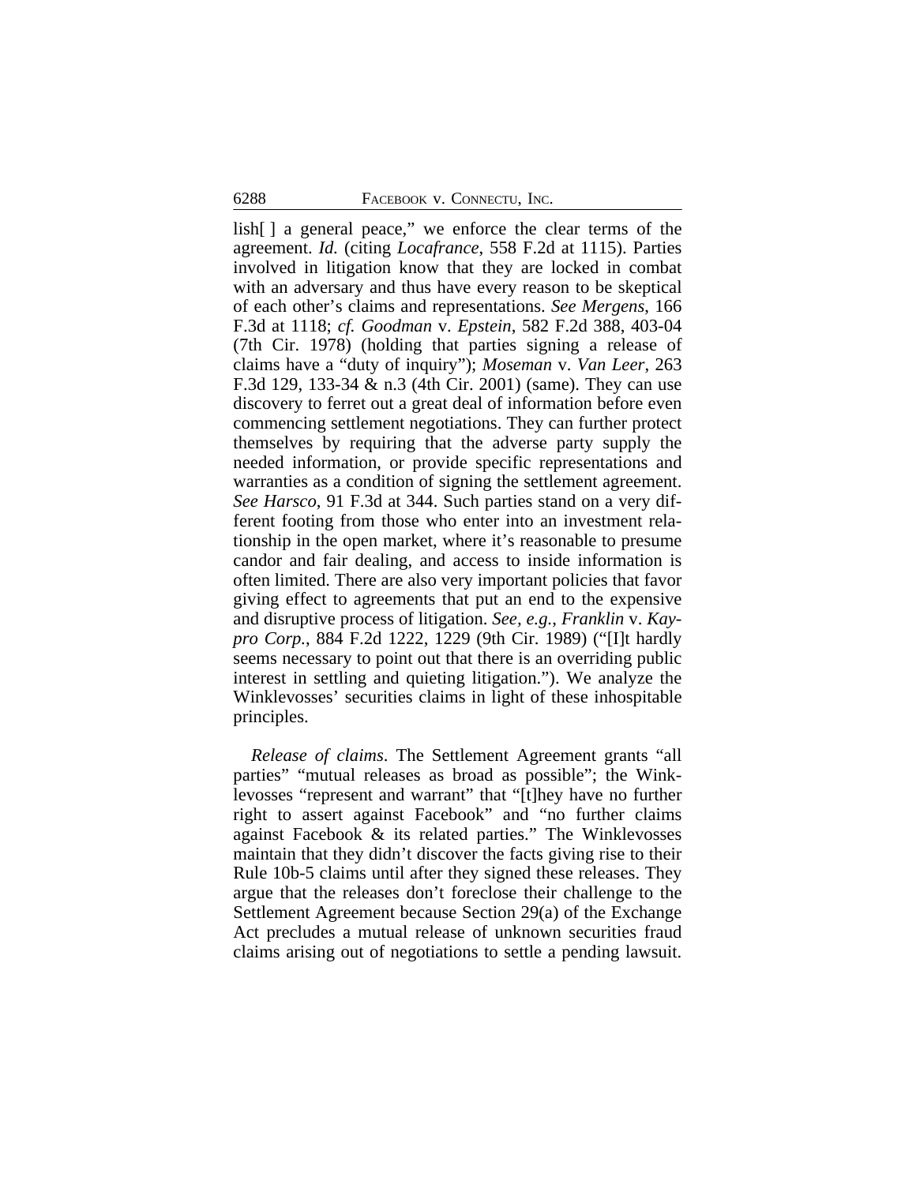lish[ ] a general peace," we enforce the clear terms of the agreement. *Id.* (citing *Locafrance*, 558 F.2d at 1115). Parties involved in litigation know that they are locked in combat with an adversary and thus have every reason to be skeptical of each other's claims and representations. *See Mergens*, 166 F.3d at 1118; *cf. Goodman* v. *Epstein*, 582 F.2d 388, 403-04 (7th Cir. 1978) (holding that parties signing a release of claims have a "duty of inquiry"); *Moseman* v. *Van Leer*, 263 F.3d 129, 133-34 & n.3 (4th Cir. 2001) (same). They can use discovery to ferret out a great deal of information before even commencing settlement negotiations. They can further protect themselves by requiring that the adverse party supply the needed information, or provide specific representations and warranties as a condition of signing the settlement agreement. *See Harsco*, 91 F.3d at 344. Such parties stand on a very different footing from those who enter into an investment relationship in the open market, where it's reasonable to presume candor and fair dealing, and access to inside information is often limited. There are also very important policies that favor giving effect to agreements that put an end to the expensive and disruptive process of litigation. *See, e.g.*, *Franklin* v. *Kaypro Corp.*, 884 F.2d 1222, 1229 (9th Cir. 1989) ("[I]t hardly seems necessary to point out that there is an overriding public interest in settling and quieting litigation."). We analyze the Winklevosses' securities claims in light of these inhospitable principles.

*Release of claims*. The Settlement Agreement grants "all parties" "mutual releases as broad as possible"; the Winklevosses "represent and warrant" that "[t]hey have no further right to assert against Facebook" and "no further claims against Facebook & its related parties." The Winklevosses maintain that they didn't discover the facts giving rise to their Rule 10b-5 claims until after they signed these releases. They argue that the releases don't foreclose their challenge to the Settlement Agreement because Section 29(a) of the Exchange Act precludes a mutual release of unknown securities fraud claims arising out of negotiations to settle a pending lawsuit.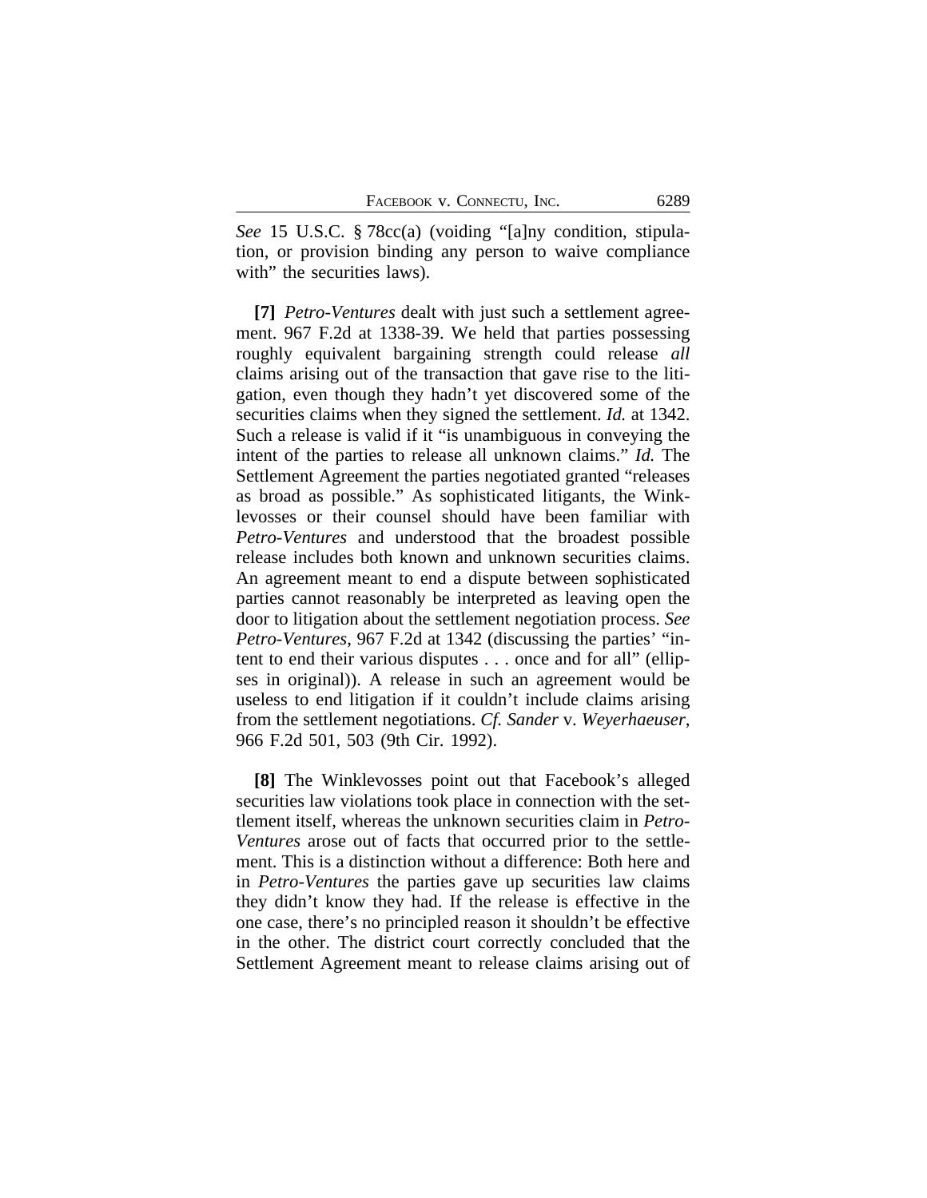*See* 15 U.S.C. § 78cc(a) (voiding "[a]ny condition, stipulation, or provision binding any person to waive compliance with" the securities laws).

**[7]** *Petro-Ventures* dealt with just such a settlement agreement. 967 F.2d at 1338-39. We held that parties possessing roughly equivalent bargaining strength could release *all* claims arising out of the transaction that gave rise to the litigation, even though they hadn't yet discovered some of the securities claims when they signed the settlement. *Id.* at 1342. Such a release is valid if it "is unambiguous in conveying the intent of the parties to release all unknown claims." *Id.* The Settlement Agreement the parties negotiated granted "releases as broad as possible." As sophisticated litigants, the Winklevosses or their counsel should have been familiar with *Petro-Ventures* and understood that the broadest possible release includes both known and unknown securities claims. An agreement meant to end a dispute between sophisticated parties cannot reasonably be interpreted as leaving open the door to litigation about the settlement negotiation process. *See Petro-Ventures*, 967 F.2d at 1342 (discussing the parties' "intent to end their various disputes . . . once and for all" (ellipses in original)). A release in such an agreement would be useless to end litigation if it couldn't include claims arising from the settlement negotiations. *Cf. Sander* v. *Weyerhaeuser*, 966 F.2d 501, 503 (9th Cir. 1992).

**[8]** The Winklevosses point out that Facebook's alleged securities law violations took place in connection with the settlement itself, whereas the unknown securities claim in *Petro-Ventures* arose out of facts that occurred prior to the settlement. This is a distinction without a difference: Both here and in *Petro-Ventures* the parties gave up securities law claims they didn't know they had. If the release is effective in the one case, there's no principled reason it shouldn't be effective in the other. The district court correctly concluded that the Settlement Agreement meant to release claims arising out of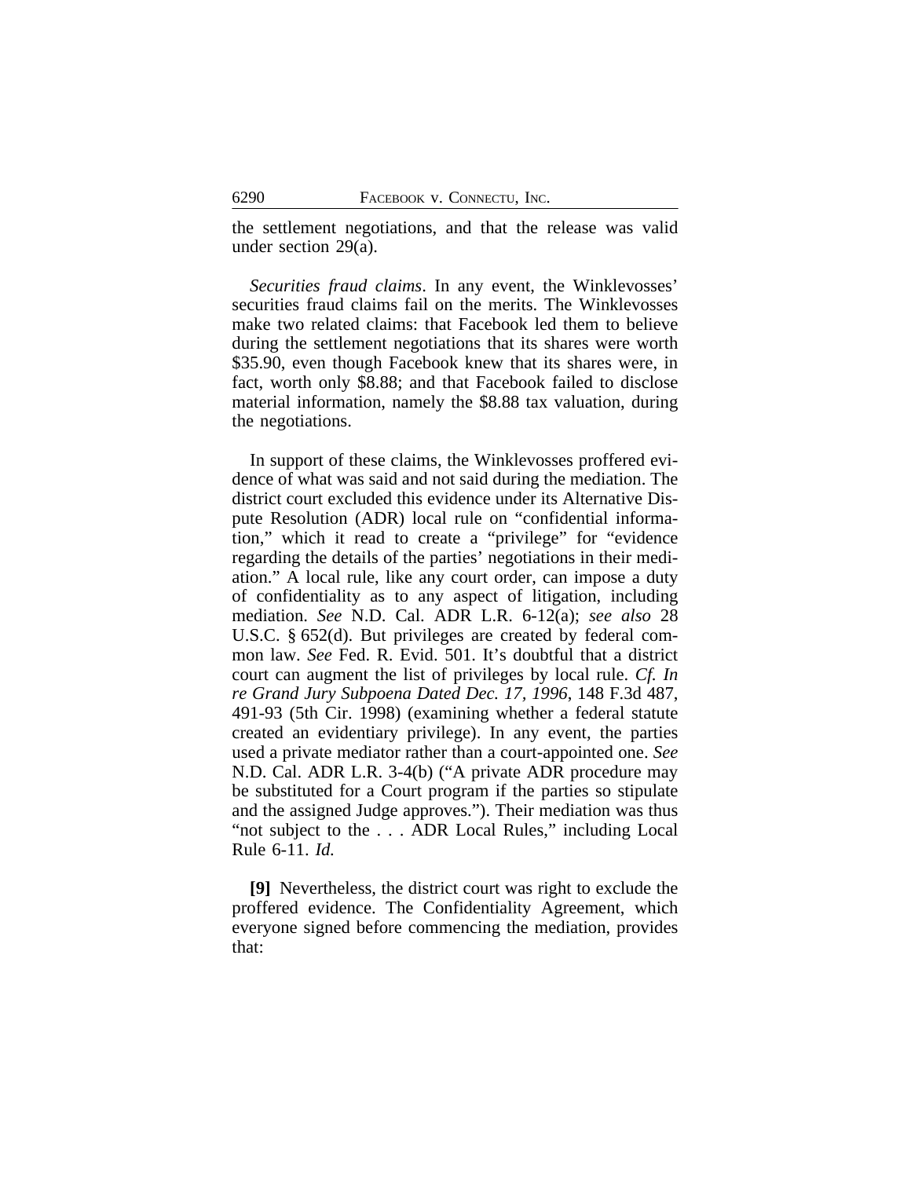the settlement negotiations, and that the release was valid under section 29(a).

*Securities fraud claims*. In any event, the Winklevosses' securities fraud claims fail on the merits. The Winklevosses make two related claims: that Facebook led them to believe during the settlement negotiations that its shares were worth $35.90, even though Facebook knew that its shares were, in fact, worth only $8.88; and that Facebook failed to disclose material information, namely the $8.88 tax valuation, during the negotiations.

In support of these claims, the Winklevosses proffered evidence of what was said and not said during the mediation. The district court excluded this evidence under its Alternative Dispute Resolution (ADR) local rule on "confidential information," which it read to create a "privilege" for "evidence regarding the details of the parties' negotiations in their mediation." A local rule, like any court order, can impose a duty of confidentiality as to any aspect of litigation, including mediation. *See* N.D. Cal. ADR L.R. 6-12(a); *see also* 28 U.S.C. § 652(d). But privileges are created by federal common law. *See* Fed. R. Evid. 501. It's doubtful that a district court can augment the list of privileges by local rule. *Cf. In re Grand Jury Subpoena Dated Dec. 17, 1996*, 148 F.3d 487, 491-93 (5th Cir. 1998) (examining whether a federal statute created an evidentiary privilege). In any event, the parties used a private mediator rather than a court-appointed one. *See* N.D. Cal. ADR L.R. 3-4(b) ("A private ADR procedure may be substituted for a Court program if the parties so stipulate and the assigned Judge approves."). Their mediation was thus "not subject to the . . . ADR Local Rules," including Local Rule 6-11. *Id.*

**[9]** Nevertheless, the district court was right to exclude the proffered evidence. The Confidentiality Agreement, which everyone signed before commencing the mediation, provides that: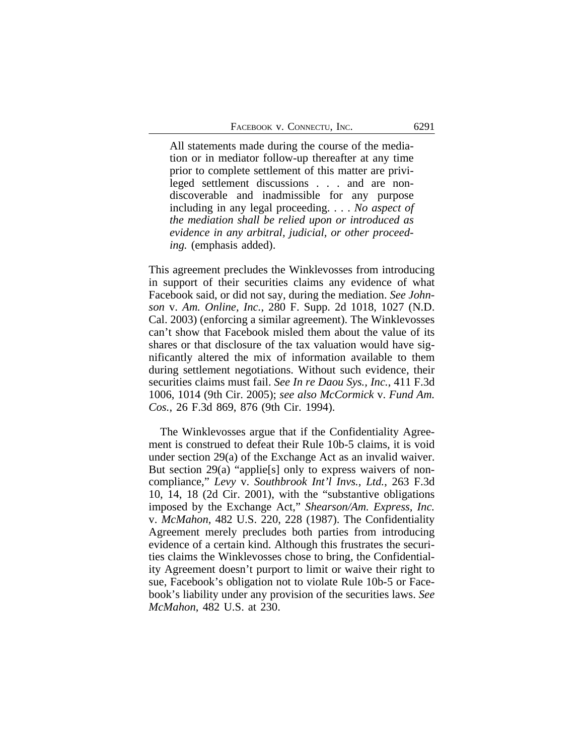> All statements made during the course of the mediation or in mediator follow-up thereafter at any time prior to complete settlement of this matter are privileged settlement discussions . . . and are non-discoverable and inadmissible for any purpose including in any legal proceeding. . . . *No aspect of the mediation shall be relied upon or introduced as evidence in any arbitral, judicial, or other proceeding.* (emphasis added).

This agreement precludes the Winklevosses from introducing in support of their securities claims any evidence of what Facebook said, or did not say, during the mediation. *See Johnson* v. *Am. Online, Inc.*, 280 F. Supp. 2d 1018, 1027 (N.D. Cal. 2003) (enforcing a similar agreement). The Winklevosses can't show that Facebook misled them about the value of its shares or that disclosure of the tax valuation would have significantly altered the mix of information available to them during settlement negotiations. Without such evidence, their securities claims must fail. *See In re Daou Sys., Inc.*, 411 F.3d 1006, 1014 (9th Cir. 2005); *see also McCormick* v. *Fund Am. Cos.*, 26 F.3d 869, 876 (9th Cir. 1994).

The Winklevosses argue that if the Confidentiality Agreement is construed to defeat their Rule 10b-5 claims, it is void under section 29(a) of the Exchange Act as an invalid waiver. But section 29(a) "applie[s] only to express waivers of non-compliance," *Levy* v. *Southbrook Int'l Invs., Ltd.*, 263 F.3d 10, 14, 18 (2d Cir. 2001), with the "substantive obligations imposed by the Exchange Act," *Shearson/Am. Express, Inc.* v. *McMahon*, 482 U.S. 220, 228 (1987). The Confidentiality Agreement merely precludes both parties from introducing evidence of a certain kind. Although this frustrates the securities claims the Winklevosses chose to bring, the Confidentiality Agreement doesn't purport to limit or waive their right to sue, Facebook's obligation not to violate Rule 10b-5 or Facebook's liability under any provision of the securities laws. *See McMahon*, 482 U.S. at 230.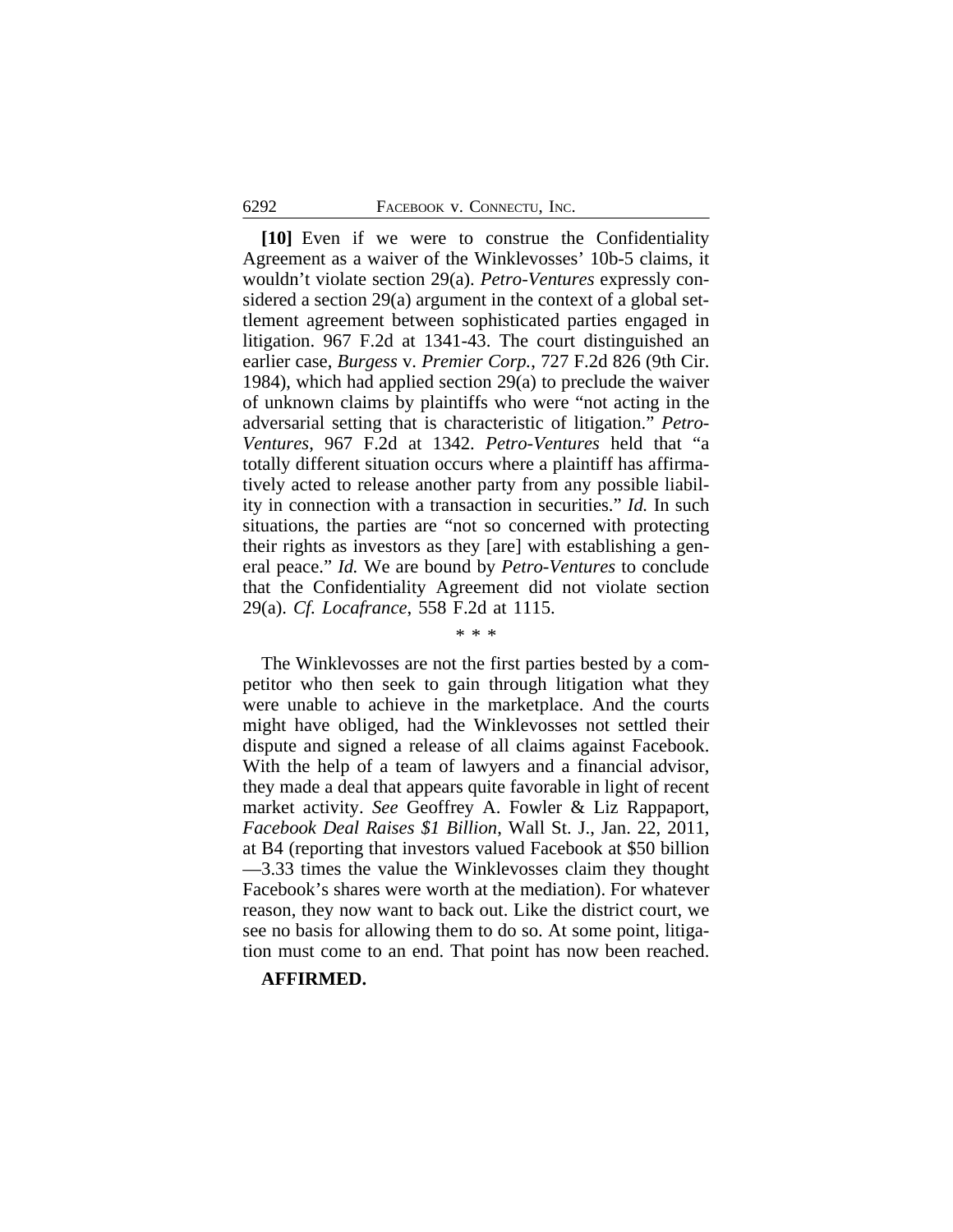**[10]** Even if we were to construe the Confidentiality Agreement as a waiver of the Winklevosses' 10b-5 claims, it wouldn't violate section 29(a). *Petro-Ventures* expressly considered a section 29(a) argument in the context of a global settlement agreement between sophisticated parties engaged in litigation. 967 F.2d at 1341-43. The court distinguished an earlier case, *Burgess* v. *Premier Corp.*, 727 F.2d 826 (9th Cir. 1984), which had applied section 29(a) to preclude the waiver of unknown claims by plaintiffs who were "not acting in the adversarial setting that is characteristic of litigation." *Petro-Ventures*, 967 F.2d at 1342. *Petro-Ventures* held that "a totally different situation occurs where a plaintiff has affirmatively acted to release another party from any possible liability in connection with a transaction in securities." *Id.* In such situations, the parties are "not so concerned with protecting their rights as investors as they [are] with establishing a general peace." *Id.* We are bound by *Petro-Ventures* to conclude that the Confidentiality Agreement did not violate section 29(a). *Cf. Locafrance*, 558 F.2d at 1115.

\* \* \*

The Winklevosses are not the first parties bested by a competitor who then seek to gain through litigation what they were unable to achieve in the marketplace. And the courts might have obliged, had the Winklevosses not settled their dispute and signed a release of all claims against Facebook. With the help of a team of lawyers and a financial advisor, they made a deal that appears quite favorable in light of recent market activity. *See* Geoffrey A. Fowler & Liz Rappaport, *Facebook Deal Raises $1 Billion*, Wall St. J., Jan. 22, 2011, at B4 (reporting that investors valued Facebook at $50 billion —3.33 times the value the Winklevosses claim they thought Facebook's shares were worth at the mediation). For whatever reason, they now want to back out. Like the district court, we see no basis for allowing them to do so. At some point, litigation must come to an end. That point has now been reached.

**AFFIRMED.**